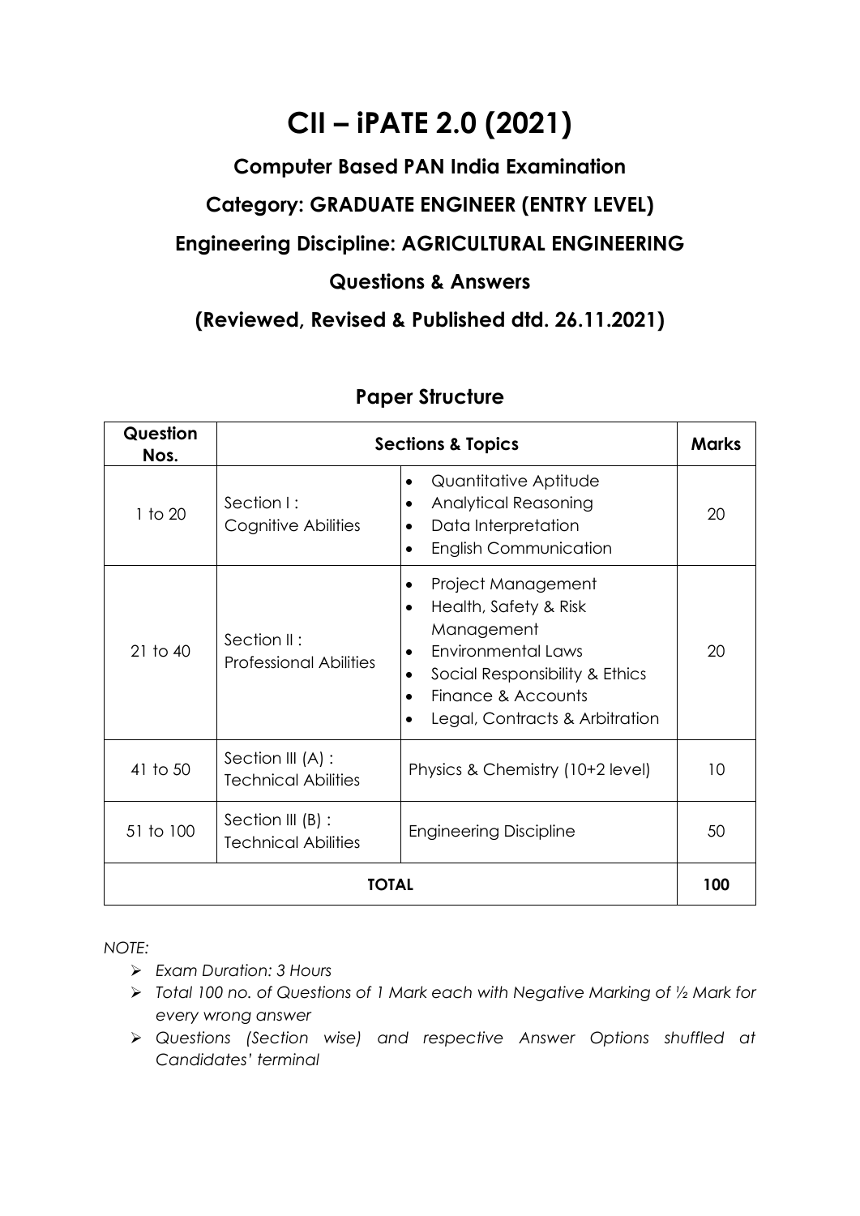# CII – iPATE 2.0 (2021)

## Computer Based PAN India Examination

## Category: GRADUATE ENGINEER (ENTRY LEVEL)

## Engineering Discipline: AGRICULTURAL ENGINEERING

## Questions & Answers

## (Reviewed, Revised & Published dtd. 26.11.2021)

### Paper Structure

| Question Nos. | Sections & Topics | | Marks |
|---|---|---|---|
| 1 to 20 | Section I : Cognitive Abilities | • Quantitative Aptitude<br>• Analytical Reasoning<br>• Data Interpretation<br>• English Communication | 20 |
| 21 to 40 | Section II : Professional Abilities | • Project Management<br>• Health, Safety & Risk Management<br>• Environmental Laws<br>• Social Responsibility & Ethics<br>• Finance & Accounts<br>• Legal, Contracts & Arbitration | 20 |
| 41 to 50 | Section III (A) : Technical Abilities | Physics & Chemistry (10+2 level) | 10 |
| 51 to 100 | Section III (B) : Technical Abilities | Engineering Discipline | 50 |
| **TOTAL** | | | **100** |

*NOTE:*

- *Exam Duration: 3 Hours*
- *Total 100 no. of Questions of 1 Mark each with Negative Marking of ½ Mark for every wrong answer*
- *Questions (Section wise) and respective Answer Options shuffled at Candidates' terminal*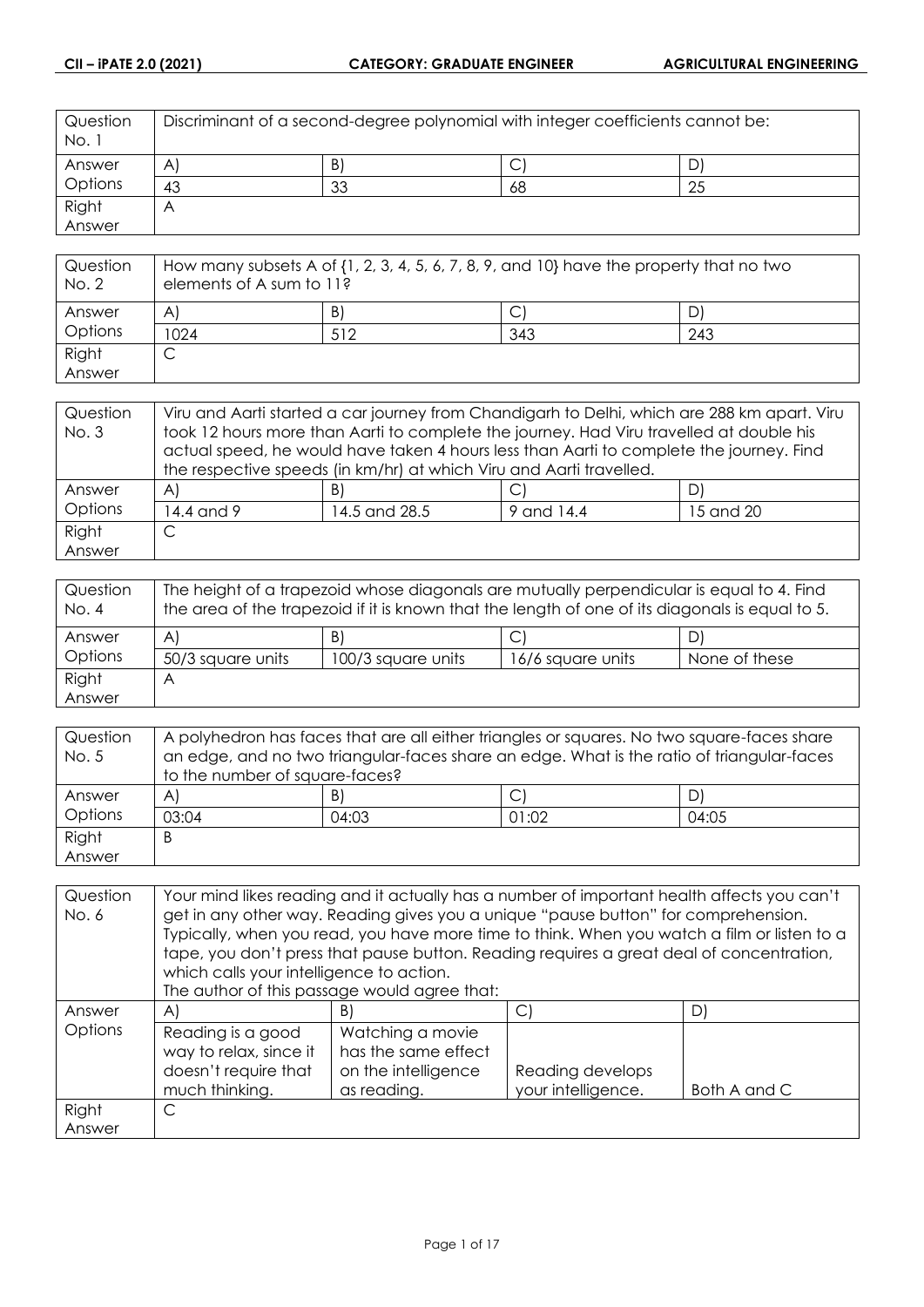| Question No. 1 | Discriminant of a second-degree polynomial with integer coefficients cannot be: | | | |
|---|---|---|---|---|
| Answer Options | A) | B) | C) | D) |
| | 43 | 33 | 68 | 25 |
| Right Answer | A | | | |

| Question No. 2 | How many subsets A of {1, 2, 3, 4, 5, 6, 7, 8, 9, and 10} have the property that no two elements of A sum to 11? | | | |
|---|---|---|---|---|
| Answer Options | A) | B) | C) | D) |
| | 1024 | 512 | 343 | 243 |
| Right Answer | C | | | |

| Question No. 3 | Viru and Aarti started a car journey from Chandigarh to Delhi, which are 288 km apart. Viru took 12 hours more than Aarti to complete the journey. Had Viru travelled at double his actual speed, he would have taken 4 hours less than Aarti to complete the journey. Find the respective speeds (in km/hr) at which Viru and Aarti travelled. | | | |
|---|---|---|---|---|
| Answer Options | A) | B) | C) | D) |
| | 14.4 and 9 | 14.5 and 28.5 | 9 and 14.4 | 15 and 20 |
| Right Answer | C | | | |

| Question No. 4 | The height of a trapezoid whose diagonals are mutually perpendicular is equal to 4. Find the area of the trapezoid if it is known that the length of one of its diagonals is equal to 5. | | | |
|---|---|---|---|---|
| Answer Options | A) | B) | C) | D) |
| | 50/3 square units | 100/3 square units | 16/6 square units | None of these |
| Right Answer | A | | | |

| Question No. 5 | A polyhedron has faces that are all either triangles or squares. No two square-faces share an edge, and no two triangular-faces share an edge. What is the ratio of triangular-faces to the number of square-faces? | | | |
|---|---|---|---|---|
| Answer Options | A) | B) | C) | D) |
| | 03:04 | 04:03 | 01:02 | 04:05 |
| Right Answer | B | | | |

| Question No. 6 | Your mind likes reading and it actually has a number of important health affects you can't get in any other way. Reading gives you a unique "pause button" for comprehension. Typically, when you read, you have more time to think. When you watch a film or listen to a tape, you don't press that pause button. Reading requires a great deal of concentration, which calls your intelligence to action. The author of this passage would agree that: | | | |
|---|---|---|---|---|
| Answer Options | A) | B) | C) | D) |
| | Reading is a good way to relax, since it doesn't require that much thinking. | Watching a movie has the same effect on the intelligence as reading. | Reading develops your intelligence. | Both A and C |
| Right Answer | C | | | |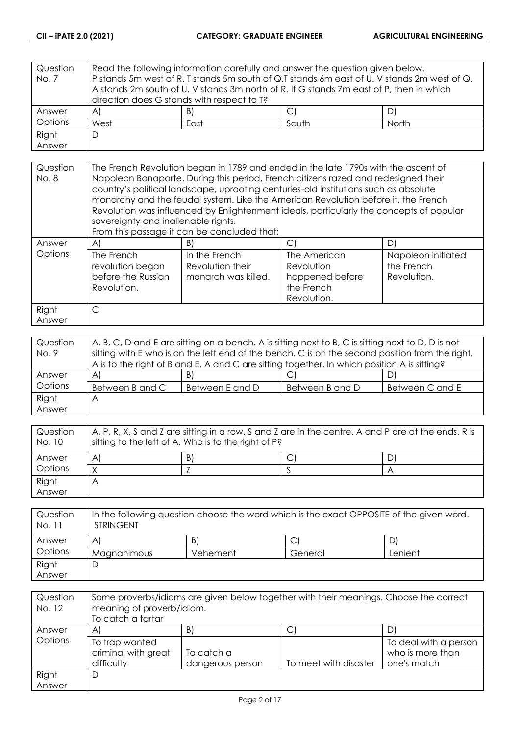| Question No. 7 | Read the following information carefully and answer the question given below. P stands 5m west of R. T stands 5m south of Q.T stands 6m east of U. V stands 2m west of Q. A stands 2m south of U. V stands 3m north of R. If G stands 7m east of P, then in which direction does G stands with respect to T? | | |
|---|---|---|---|
| Answer Options | A) | B) | C) | D) |
| | West | East | South | North |
| Right Answer | D | | | |

| Question No. 8 | The French Revolution began in 1789 and ended in the late 1790s with the ascent of Napoleon Bonaparte. During this period, French citizens razed and redesigned their country's political landscape, uprooting centuries-old institutions such as absolute monarchy and the feudal system. Like the American Revolution before it, the French Revolution was influenced by Enlightenment ideals, particularly the concepts of popular sovereignty and inalienable rights. From this passage it can be concluded that: | | | |
|---|---|---|---|---|
| Answer Options | A) | B) | C) | D) |
| | The French revolution began before the Russian Revolution. | In the French Revolution their monarch was killed. | The American Revolution happened before the French Revolution. | Napoleon initiated the French Revolution. |
| Right Answer | C | | | |

| Question No. 9 | A, B, C, D and E are sitting on a bench. A is sitting next to B, C is sitting next to D, D is not sitting with E who is on the left end of the bench. C is on the second position from the right. A is to the right of B and E. A and C are sitting together. In which position A is sitting? | | | |
|---|---|---|---|---|
| Answer Options | A) | B) | C) | D) |
| | Between B and C | Between E and D | Between B and D | Between C and E |
| Right Answer | A | | | |

| Question No. 10 | A, P, R, X, S and Z are sitting in a row. S and Z are in the centre. A and P are at the ends. R is sitting to the left of A. Who is to the right of P? | | | |
|---|---|---|---|---|
| Answer Options | A) | B) | C) | D) |
| | X | Z | S | A |
| Right Answer | A | | | |

| Question No. 11 | In the following question choose the word which is the exact OPPOSITE of the given word. STRINGENT | | | |
|---|---|---|---|---|
| Answer Options | A) | B) | C) | D) |
| | Magnanimous | Vehement | General | Lenient |
| Right Answer | D | | | |

| Question No. 12 | Some proverbs/idioms are given below together with their meanings. Choose the correct meaning of proverb/idiom. To catch a tartar | | | |
|---|---|---|---|---|
| Answer Options | A) | B) | C) | D) |
| | To trap wanted criminal with great difficulty | To catch a dangerous person | To meet with disaster | To deal with a person who is more than one's match |
| Right Answer | D | | | |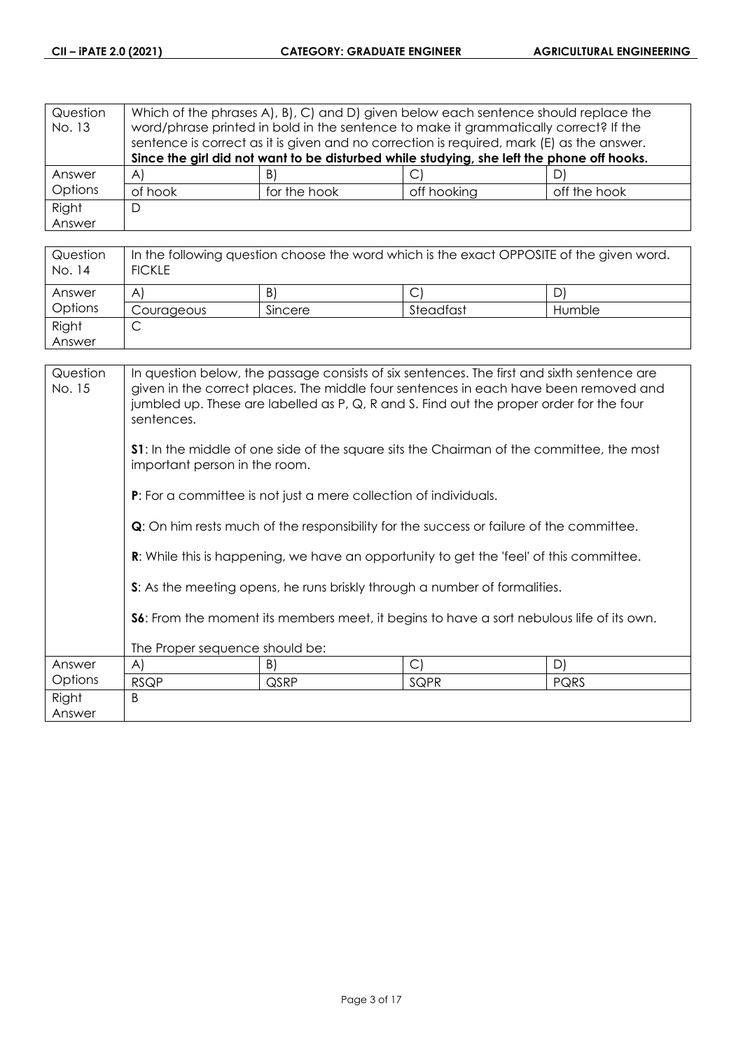| Question No. 13 | Which of the phrases A), B), C) and D) given below each sentence should replace the word/phrase printed in bold in the sentence to make it grammatically correct? If the sentence is correct as it is given and no correction is required, mark (E) as the answer. **Since the girl did not want to be disturbed while studying, she left the phone off hooks.** | | | |
|---|---|---|---|---|
| Answer Options | A) | B) | C) | D) |
| | of hook | for the hook | off hooking | off the hook |
| Right Answer | D | | | |

| Question No. 14 | In the following question choose the word which is the exact OPPOSITE of the given word. FICKLE | | | |
|---|---|---|---|---|
| Answer Options | A) | B) | C) | D) |
| | Courageous | Sincere | Steadfast | Humble |
| Right Answer | C | | | |

| Question No. 15 | In question below, the passage consists of six sentences. The first and sixth sentence are given in the correct places. The middle four sentences in each have been removed and jumbled up. These are labelled as P, Q, R and S. Find out the proper order for the four sentences.<br><br>**S1**: In the middle of one side of the square sits the Chairman of the committee, the most important person in the room.<br><br>**P**: For a committee is not just a mere collection of individuals.<br><br>**Q**: On him rests much of the responsibility for the success or failure of the committee.<br><br>**R**: While this is happening, we have an opportunity to get the 'feel' of this committee.<br><br>**S**: As the meeting opens, he runs briskly through a number of formalities.<br><br>**S6**: From the moment its members meet, it begins to have a sort nebulous life of its own.<br><br>The Proper sequence should be: | | | |
|---|---|---|---|---|
| Answer Options | A) | B) | C) | D) |
| | RSQP | QSRP | SQPR | PQRS |
| Right Answer | B | | | |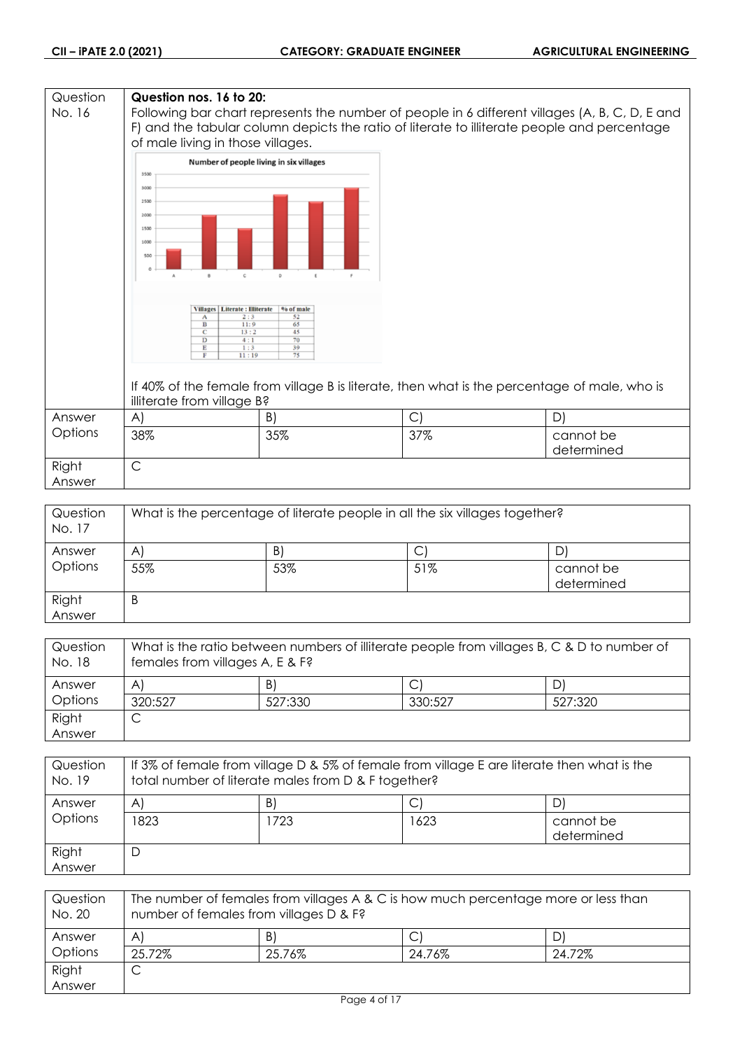| Question No. 16 | **Question nos. 16 to 20:** Following bar chart represents the number of people in 6 different villages (A, B, C, D, E and F) and the tabular column depicts the ratio of literate to illiterate people and percentage of male living in those villages. | | | |
|---|---|---|---|---|

**Number of people living in six villages**

| Villages | Literate : Illiterate | % of male |
|---|---|---|
| A | 2 : 3 | 52 |
| B | 11 : 9 | 65 |
| C | 13 : 2 | 45 |
| D | 4 : 1 | 70 |
| E | 1 : 3 | 39 |
| F | 11 : 19 | 75 |

If 40% of the female from village B is literate, then what is the percentage of male, who is illiterate from village B?

| Answer Options | A) | B) | C) | D) |
|---|---|---|---|---|
| | 38% | 35% | 37% | cannot be determined |
| Right Answer | C | | | |

| Question No. 17 | What is the percentage of literate people in all the six villages together? | | | |
|---|---|---|---|---|
| Answer Options | A) | B) | C) | D) |
| | 55% | 53% | 51% | cannot be determined |
| Right Answer | B | | | |

| Question No. 18 | What is the ratio between numbers of illiterate people from villages B, C & D to number of females from villages A, E & F? | | | |
|---|---|---|---|---|
| Answer Options | A) | B) | C) | D) |
| | 320:527 | 527:330 | 330:527 | 527:320 |
| Right Answer | C | | | |

| Question No. 19 | If 3% of female from village D & 5% of female from village E are literate then what is the total number of literate males from D & F together? | | | |
|---|---|---|---|---|
| Answer Options | A) | B) | C) | D) |
| | 1823 | 1723 | 1623 | cannot be determined |
| Right Answer | D | | | |

| Question No. 20 | The number of females from villages A & C is how much percentage more or less than number of females from villages D & F? | | | |
|---|---|---|---|---|
| Answer Options | A) | B) | C) | D) |
| | 25.72% | 25.76% | 24.76% | 24.72% |
| Right Answer | C | | | |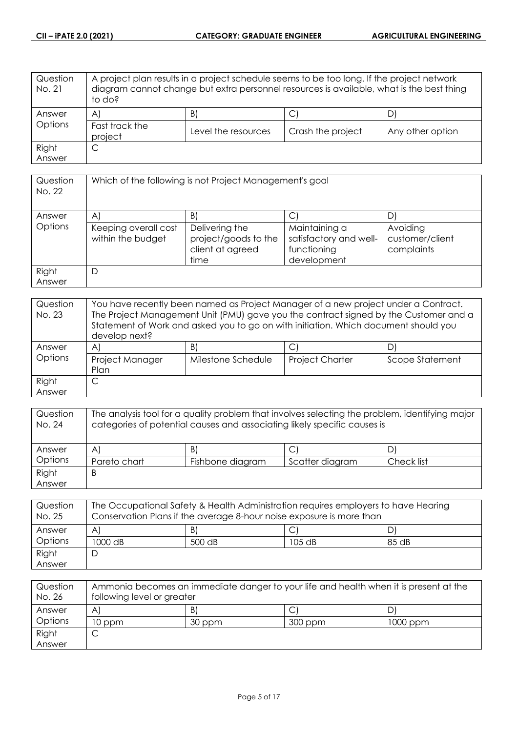| Question No. 21 | A project plan results in a project schedule seems to be too long. If the project network diagram cannot change but extra personnel resources is available, what is the best thing to do? | | | |
|---|---|---|---|---|
| Answer Options | A) | B) | C) | D) |
| | Fast track the project | Level the resources | Crash the project | Any other option |
| Right Answer | C | | | |

| Question No. 22 | Which of the following is not Project Management's goal | | | |
|---|---|---|---|---|
| Answer Options | A) | B) | C) | D) |
| | Keeping overall cost within the budget | Delivering the project/goods to the client at agreed time | Maintaining a satisfactory and well-functioning development | Avoiding customer/client complaints |
| Right Answer | D | | | |

| Question No. 23 | You have recently been named as Project Manager of a new project under a Contract. The Project Management Unit (PMU) gave you the contract signed by the Customer and a Statement of Work and asked you to go on with initiation. Which document should you develop next? | | | |
|---|---|---|---|---|
| Answer Options | A) | B) | C) | D) |
| | Project Manager Plan | Milestone Schedule | Project Charter | Scope Statement |
| Right Answer | C | | | |

| Question No. 24 | The analysis tool for a quality problem that involves selecting the problem, identifying major categories of potential causes and associating likely specific causes is | | | |
|---|---|---|---|---|
| Answer Options | A) | B) | C) | D) |
| | Pareto chart | Fishbone diagram | Scatter diagram | Check list |
| Right Answer | B | | | |

| Question No. 25 | The Occupational Safety & Health Administration requires employers to have Hearing Conservation Plans if the average 8-hour noise exposure is more than | | | |
|---|---|---|---|---|
| Answer Options | A) | B) | C) | D) |
| | 1000 dB | 500 dB | 105 dB | 85 dB |
| Right Answer | D | | | |

| Question No. 26 | Ammonia becomes an immediate danger to your life and health when it is present at the following level or greater | | | |
|---|---|---|---|---|
| Answer Options | A) | B) | C) | D) |
| | 10 ppm | 30 ppm | 300 ppm | 1000 ppm |
| Right Answer | C | | | |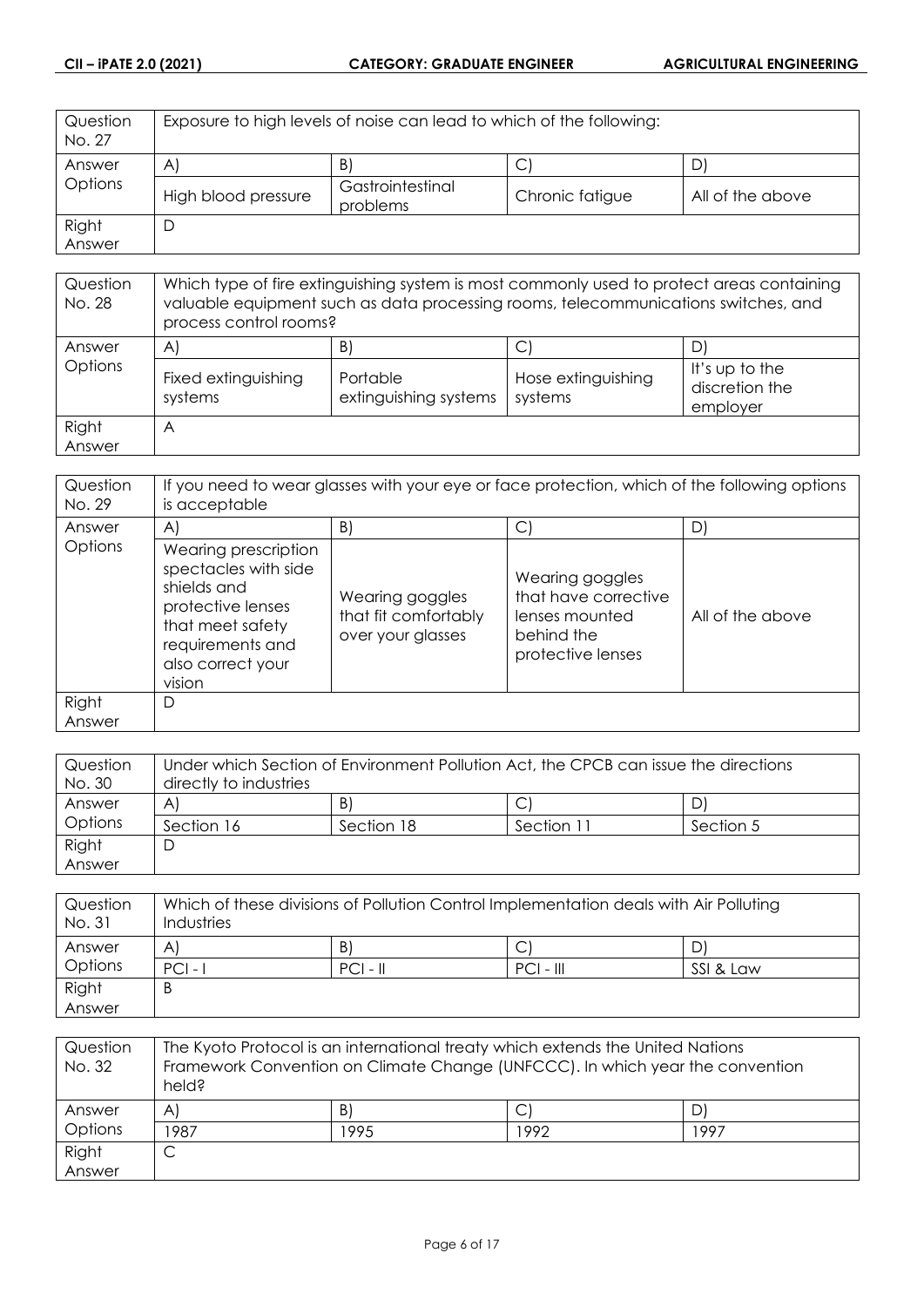| Question No. 27 | Exposure to high levels of noise can lead to which of the following: | | | |
|---|---|---|---|---|
| Answer Options | A) | B) | C) | D) |
| | High blood pressure | Gastrointestinal problems | Chronic fatigue | All of the above |
| Right Answer | D | | | |

| Question No. 28 | Which type of fire extinguishing system is most commonly used to protect areas containing valuable equipment such as data processing rooms, telecommunications switches, and process control rooms? | | | |
|---|---|---|---|---|
| Answer Options | A) | B) | C) | D) |
| | Fixed extinguishing systems | Portable extinguishing systems | Hose extinguishing systems | It's up to the discretion the employer |
| Right Answer | A | | | |

| Question No. 29 | If you need to wear glasses with your eye or face protection, which of the following options is acceptable | | | |
|---|---|---|---|---|
| Answer Options | A) | B) | C) | D) |
| | Wearing prescription spectacles with side shields and protective lenses that meet safety requirements and also correct your vision | Wearing goggles that fit comfortably over your glasses | Wearing goggles that have corrective lenses mounted behind the protective lenses | All of the above |
| Right Answer | D | | | |

| Question No. 30 | Under which Section of Environment Pollution Act, the CPCB can issue the directions directly to industries | | | |
|---|---|---|---|---|
| Answer Options | A) | B) | C) | D) |
| | Section 16 | Section 18 | Section 11 | Section 5 |
| Right Answer | D | | | |

| Question No. 31 | Which of these divisions of Pollution Control Implementation deals with Air Polluting Industries | | | |
|---|---|---|---|---|
| Answer Options | A) | B) | C) | D) |
| | PCI - I | PCI - II | PCI - III | SSI & Law |
| Right Answer | B | | | |

| Question No. 32 | The Kyoto Protocol is an international treaty which extends the United Nations Framework Convention on Climate Change (UNFCCC). In which year the convention held? | | | |
|---|---|---|---|---|
| Answer Options | A) | B) | C) | D) |
| | 1987 | 1995 | 1992 | 1997 |
| Right Answer | C | | | |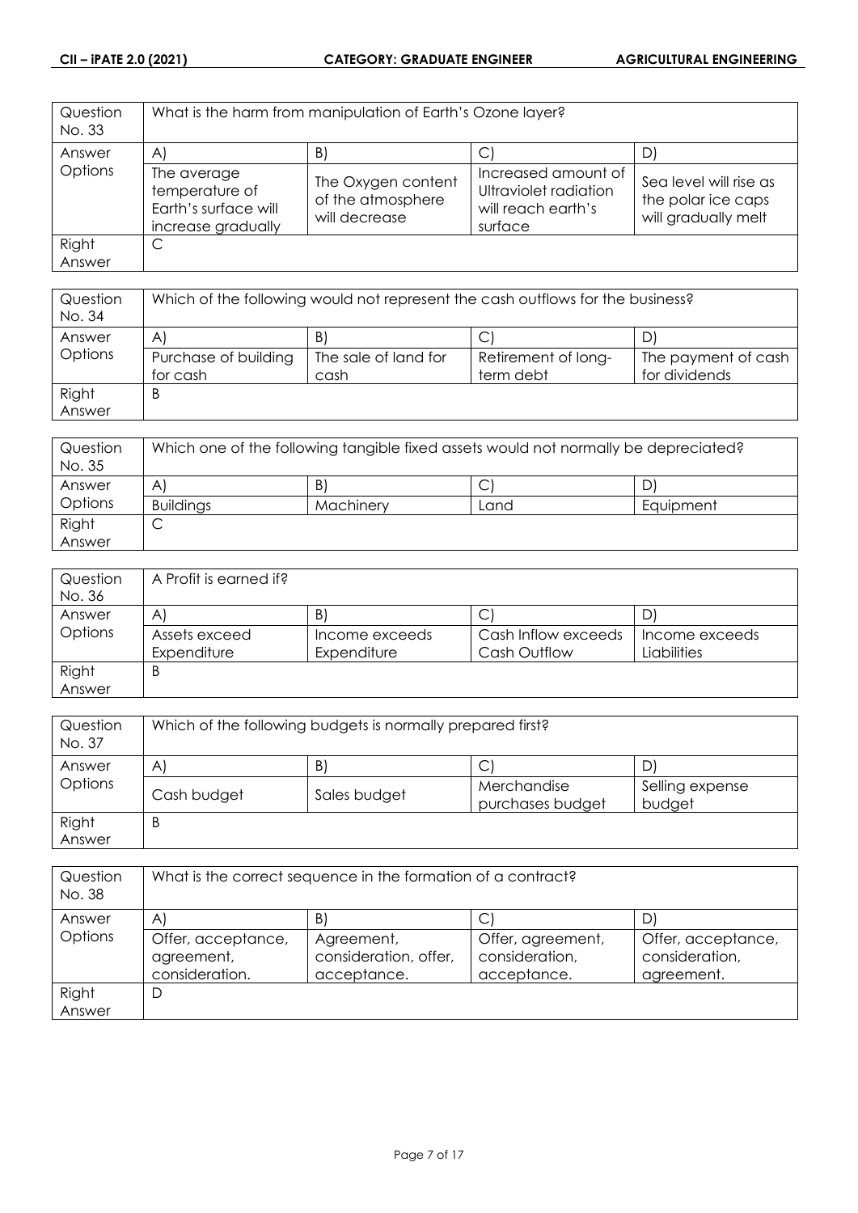| Question No. 33 | What is the harm from manipulation of Earth's Ozone layer? | | | |
|---|---|---|---|---|
| Answer Options | A) | B) | C) | D) |
| | The average temperature of Earth's surface will increase gradually | The Oxygen content of the atmosphere will decrease | Increased amount of Ultraviolet radiation will reach earth's surface | Sea level will rise as the polar ice caps will gradually melt |
| Right Answer | C | | | |

| Question No. 34 | Which of the following would not represent the cash outflows for the business? | | | |
|---|---|---|---|---|
| Answer Options | A) | B) | C) | D) |
| | Purchase of building for cash | The sale of land for cash | Retirement of long-term debt | The payment of cash for dividends |
| Right Answer | B | | | |

| Question No. 35 | Which one of the following tangible fixed assets would not normally be depreciated? | | | |
|---|---|---|---|---|
| Answer Options | A) | B) | C) | D) |
| | Buildings | Machinery | Land | Equipment |
| Right Answer | C | | | |

| Question No. 36 | A Profit is earned if? | | | |
|---|---|---|---|---|
| Answer Options | A) | B) | C) | D) |
| | Assets exceed Expenditure | Income exceeds Expenditure | Cash Inflow exceeds Cash Outflow | Income exceeds Liabilities |
| Right Answer | B | | | |

| Question No. 37 | Which of the following budgets is normally prepared first? | | | |
|---|---|---|---|---|
| Answer Options | A) | B) | C) | D) |
| | Cash budget | Sales budget | Merchandise purchases budget | Selling expense budget |
| Right Answer | B | | | |

| Question No. 38 | What is the correct sequence in the formation of a contract? | | | |
|---|---|---|---|---|
| Answer Options | A) | B) | C) | D) |
| | Offer, acceptance, agreement, consideration. | Agreement, consideration, offer, acceptance. | Offer, agreement, consideration, acceptance. | Offer, acceptance, consideration, agreement. |
| Right Answer | D | | | |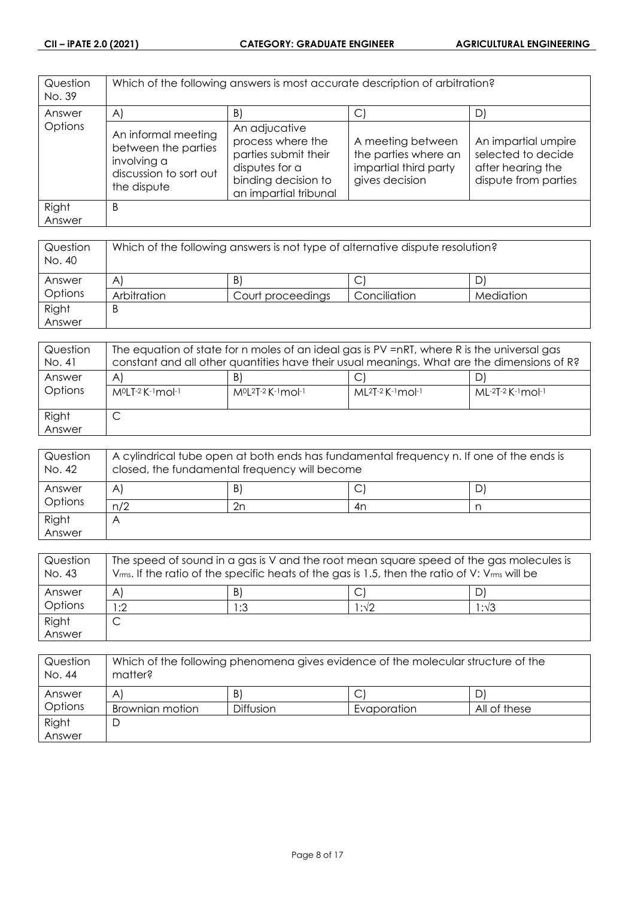| Question No. 39 | Which of the following answers is most accurate description of arbitration? | | | |
|---|---|---|---|---|
| Answer Options | A) | B) | C) | D) |
| | An informal meeting between the parties involving a discussion to sort out the dispute | An adjucative process where the parties submit their disputes for a binding decision to an impartial tribunal | A meeting between the parties where an impartial third party gives decision | An impartial umpire selected to decide after hearing the dispute from parties |
| Right Answer | B | | | |

| Question No. 40 | Which of the following answers is not type of alternative dispute resolution? | | | |
|---|---|---|---|---|
| Answer Options | A) | B) | C) | D) |
| | Arbitration | Court proceedings | Conciliation | Mediation |
| Right Answer | B | | | |

| Question No. 41 | The equation of state for n moles of an ideal gas is PV =nRT, where R is the universal gas constant and all other quantities have their usual meanings. What are the dimensions of R? | | | |
|---|---|---|---|---|
| Answer Options | A) | B) | C) | D) |
| | $M^0LT^{-2}K^{-1}mol^{-1}$ | $M^0L^2T^{-2}K^{-1}mol^{-1}$ | $ML^2T^{-2}K^{-1}mol^{-1}$ | $ML^{-2}T^{-2}K^{-1}mol^{-1}$ |
| Right Answer | C | | | |

| Question No. 42 | A cylindrical tube open at both ends has fundamental frequency n. If one of the ends is closed, the fundamental frequency will become | | | |
|---|---|---|---|---|
| Answer Options | A) | B) | C) | D) |
| | n/2 | 2n | 4n | n |
| Right Answer | A | | | |

| Question No. 43 | The speed of sound in a gas is V and the root mean square speed of the gas molecules is $V_{rms}$. If the ratio of the specific heats of the gas is 1.5, then the ratio of V: $V_{rms}$ will be | | | |
|---|---|---|---|---|
| Answer Options | A) | B) | C) | D) |
| | 1:2 | 1:3 | $1:\sqrt{2}$ | $1:\sqrt{3}$ |
| Right Answer | C | | | |

| Question No. 44 | Which of the following phenomena gives evidence of the molecular structure of the matter? | | | |
|---|---|---|---|---|
| Answer Options | A) | B) | C) | D) |
| | Brownian motion | Diffusion | Evaporation | All of these |
| Right Answer | D | | | |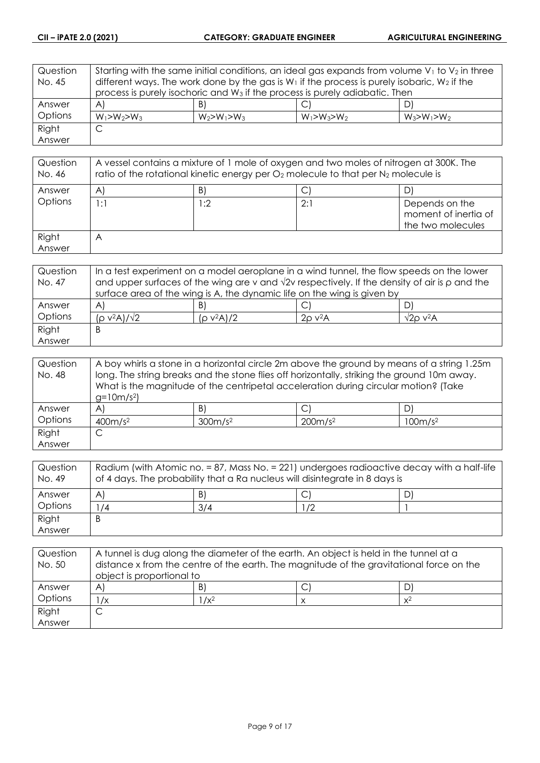| Question No. 45 | Starting with the same initial conditions, an ideal gas expands from volume $V_1$ to $V_2$ in three different ways. The work done by the gas is $W_1$ if the process is purely isobaric, $W_2$ if the process is purely isochoric and $W_3$ if the process is purely adiabatic. Then | | |
|---|---|---|---|---|
| Answer Options | A) $W_1>W_2>W_3$ | B) $W_2>W_1>W_3$ | C) $W_1>W_3>W_2$ | D) $W_3>W_1>W_2$ |
| Right Answer | C | | | |

| Question No. 46 | A vessel contains a mixture of 1 mole of oxygen and two moles of nitrogen at 300K. The ratio of the rotational kinetic energy per $O_2$ molecule to that per $N_2$ molecule is | | | |
|---|---|---|---|---|
| Answer Options | A) 1:1 | B) 1:2 | C) 2:1 | D) Depends on the moment of inertia of the two molecules |
| Right Answer | A | | | |

| Question No. 47 | In a test experiment on a model aeroplane in a wind tunnel, the flow speeds on the lower and upper surfaces of the wing are v and $\sqrt{2}$v respectively. If the density of air is ρ and the surface area of the wing is A, the dynamic life on the wing is given by | | | |
|---|---|---|---|---|
| Answer Options | A) $(\rho v^2A)/\sqrt{2}$ | B) $(\rho v^2A)/2$ | C) $2\rho v^2A$ | D) $\sqrt{2}\rho v^2A$ |
| Right Answer | B | | | |

| Question No. 48 | A boy whirls a stone in a horizontal circle 2m above the ground by means of a string 1.25m long. The string breaks and the stone flies off horizontally, striking the ground 10m away. What is the magnitude of the centripetal acceleration during circular motion? (Take $g=10m/s^2$) | | | |
|---|---|---|---|---|
| Answer Options | A) $400m/s^2$ | B) $300m/s^2$ | C) $200m/s^2$ | D) $100m/s^2$ |
| Right Answer | C | | | |

| Question No. 49 | Radium (with Atomic no. = 87, Mass No. = 221) undergoes radioactive decay with a half-life of 4 days. The probability that a Ra nucleus will disintegrate in 8 days is | | | |
|---|---|---|---|---|
| Answer Options | A) 1/4 | B) 3/4 | C) 1/2 | D) 1 |
| Right Answer | B | | | |

| Question No. 50 | A tunnel is dug along the diameter of the earth. An object is held in the tunnel at a distance x from the centre of the earth. The magnitude of the gravitational force on the object is proportional to | | | |
|---|---|---|---|---|
| Answer Options | A) $1/x$ | B) $1/x^2$ | C) $x$ | D) $x^2$ |
| Right Answer | C | | | |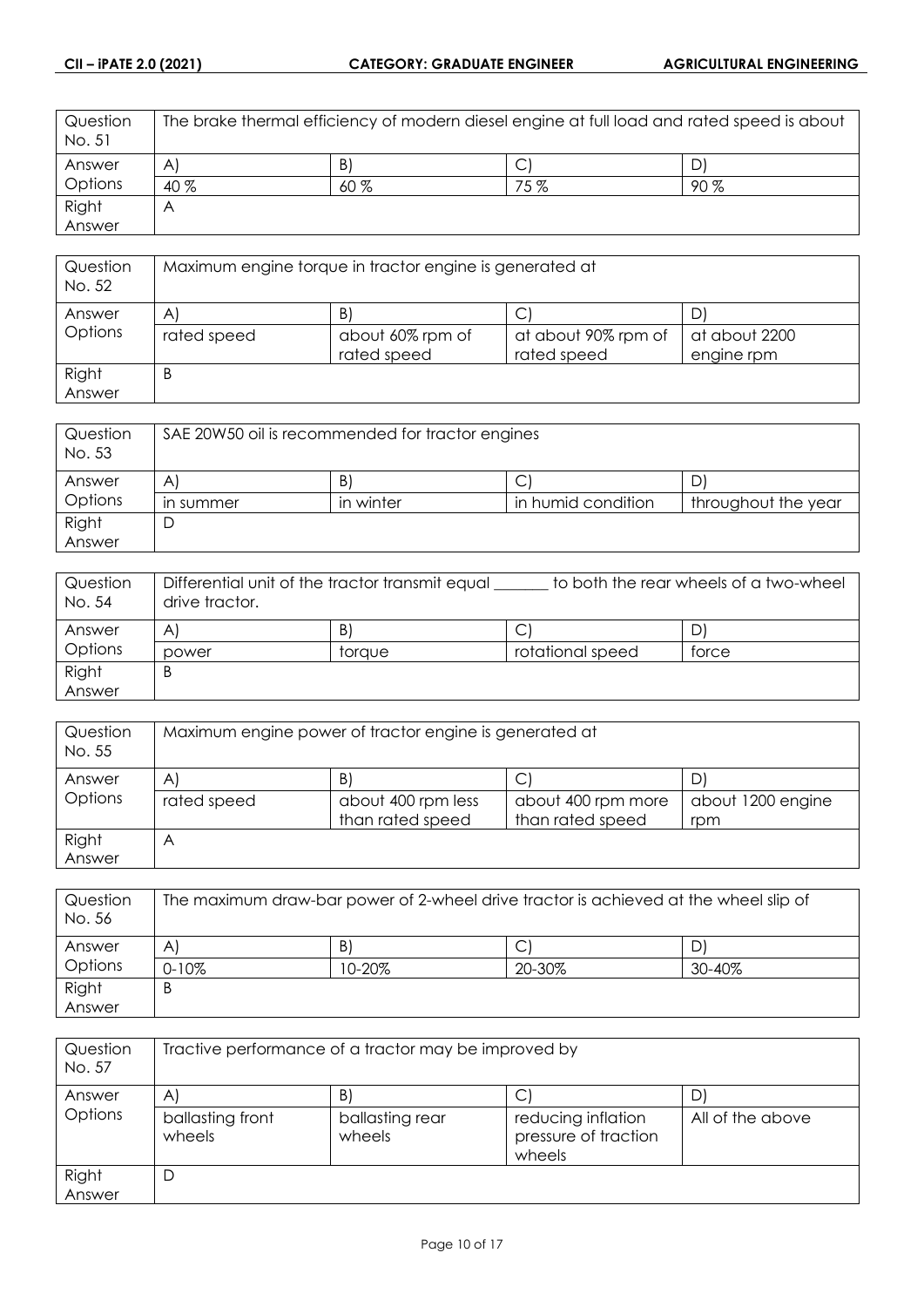| Question No. 51 | The brake thermal efficiency of modern diesel engine at full load and rated speed is about | | |
|---|---|---|---|
| Answer Options | A) | B) | C) | D) |
| | 40 % | 60 % | 75 % | 90 % |
| Right Answer | A | | | |

| Question No. 52 | Maximum engine torque in tractor engine is generated at | | | |
|---|---|---|---|---|
| Answer Options | A) | B) | C) | D) |
| | rated speed | about 60% rpm of rated speed | at about 90% rpm of rated speed | at about 2200 engine rpm |
| Right Answer | B | | | |

| Question No. 53 | SAE 20W50 oil is recommended for tractor engines | | | |
|---|---|---|---|---|
| Answer Options | A) | B) | C) | D) |
| | in summer | in winter | in humid condition | throughout the year |
| Right Answer | D | | | |

| Question No. 54 | Differential unit of the tractor transmit equal _______ to both the rear wheels of a two-wheel drive tractor. | | | |
|---|---|---|---|---|
| Answer Options | A) | B) | C) | D) |
| | power | torque | rotational speed | force |
| Right Answer | B | | | |

| Question No. 55 | Maximum engine power of tractor engine is generated at | | | |
|---|---|---|---|---|
| Answer Options | A) | B) | C) | D) |
| | rated speed | about 400 rpm less than rated speed | about 400 rpm more than rated speed | about 1200 engine rpm |
| Right Answer | A | | | |

| Question No. 56 | The maximum draw-bar power of 2-wheel drive tractor is achieved at the wheel slip of | | | |
|---|---|---|---|---|
| Answer Options | A) | B) | C) | D) |
| | 0-10% | 10-20% | 20-30% | 30-40% |
| Right Answer | B | | | |

| Question No. 57 | Tractive performance of a tractor may be improved by | | | |
|---|---|---|---|---|
| Answer Options | A) | B) | C) | D) |
| | ballasting front wheels | ballasting rear wheels | reducing inflation pressure of traction wheels | All of the above |
| Right Answer | D | | | |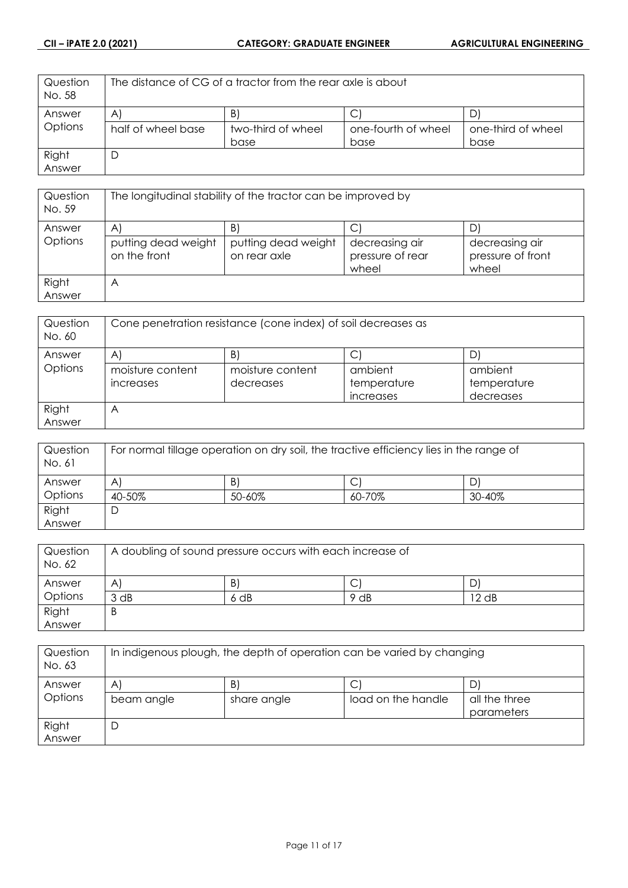| Question No. 58 | The distance of CG of a tractor from the rear axle is about | | | |
|---|---|---|---|---|
| Answer Options | A) | B) | C) | D) |
| | half of wheel base | two-third of wheel base | one-fourth of wheel base | one-third of wheel base |
| Right Answer | D | | | |

| Question No. 59 | The longitudinal stability of the tractor can be improved by | | | |
|---|---|---|---|---|
| Answer Options | A) | B) | C) | D) |
| | putting dead weight on the front | putting dead weight on rear axle | decreasing air pressure of rear wheel | decreasing air pressure of front wheel |
| Right Answer | A | | | |

| Question No. 60 | Cone penetration resistance (cone index) of soil decreases as | | | |
|---|---|---|---|---|
| Answer Options | A) | B) | C) | D) |
| | moisture content increases | moisture content decreases | ambient temperature increases | ambient temperature decreases |
| Right Answer | A | | | |

| Question No. 61 | For normal tillage operation on dry soil, the tractive efficiency lies in the range of | | | |
|---|---|---|---|---|
| Answer Options | A) | B) | C) | D) |
| | 40-50% | 50-60% | 60-70% | 30-40% |
| Right Answer | D | | | |

| Question No. 62 | A doubling of sound pressure occurs with each increase of | | | |
|---|---|---|---|---|
| Answer Options | A) | B) | C) | D) |
| | 3 dB | 6 dB | 9 dB | 12 dB |
| Right Answer | B | | | |

| Question No. 63 | In indigenous plough, the depth of operation can be varied by changing | | | |
|---|---|---|---|---|
| Answer Options | A) | B) | C) | D) |
| | beam angle | share angle | load on the handle | all the three parameters |
| Right Answer | D | | | |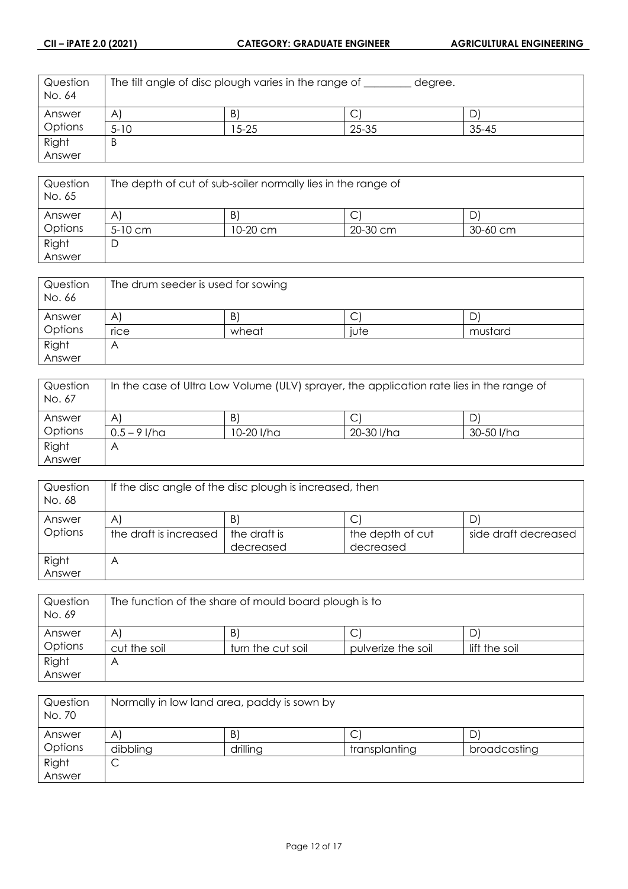| Question No. 64 | The tilt angle of disc plough varies in the range of ________ degree. | | | |
|---|---|---|---|---|
| Answer Options | A) | B) | C) | D) |
| | 5-10 | 15-25 | 25-35 | 35-45 |
| Right Answer | B | | | |

| Question No. 65 | The depth of cut of sub-soiler normally lies in the range of | | | |
|---|---|---|---|---|
| Answer Options | A) | B) | C) | D) |
| | 5-10 cm | 10-20 cm | 20-30 cm | 30-60 cm |
| Right Answer | D | | | |

| Question No. 66 | The drum seeder is used for sowing | | | |
|---|---|---|---|---|
| Answer Options | A) | B) | C) | D) |
| | rice | wheat | jute | mustard |
| Right Answer | A | | | |

| Question No. 67 | In the case of Ultra Low Volume (ULV) sprayer, the application rate lies in the range of | | | |
|---|---|---|---|---|
| Answer Options | A) | B) | C) | D) |
| | 0.5 – 9 l/ha | 10-20 l/ha | 20-30 l/ha | 30-50 l/ha |
| Right Answer | A | | | |

| Question No. 68 | If the disc angle of the disc plough is increased, then | | | |
|---|---|---|---|---|
| Answer Options | A) | B) | C) | D) |
| | the draft is increased | the draft is decreased | the depth of cut decreased | side draft decreased |
| Right Answer | A | | | |

| Question No. 69 | The function of the share of mould board plough is to | | | |
|---|---|---|---|---|
| Answer Options | A) | B) | C) | D) |
| | cut the soil | turn the cut soil | pulverize the soil | lift the soil |
| Right Answer | A | | | |

| Question No. 70 | Normally in low land area, paddy is sown by | | | |
|---|---|---|---|---|
| Answer Options | A) | B) | C) | D) |
| | dibbling | drilling | transplanting | broadcasting |
| Right Answer | C | | | |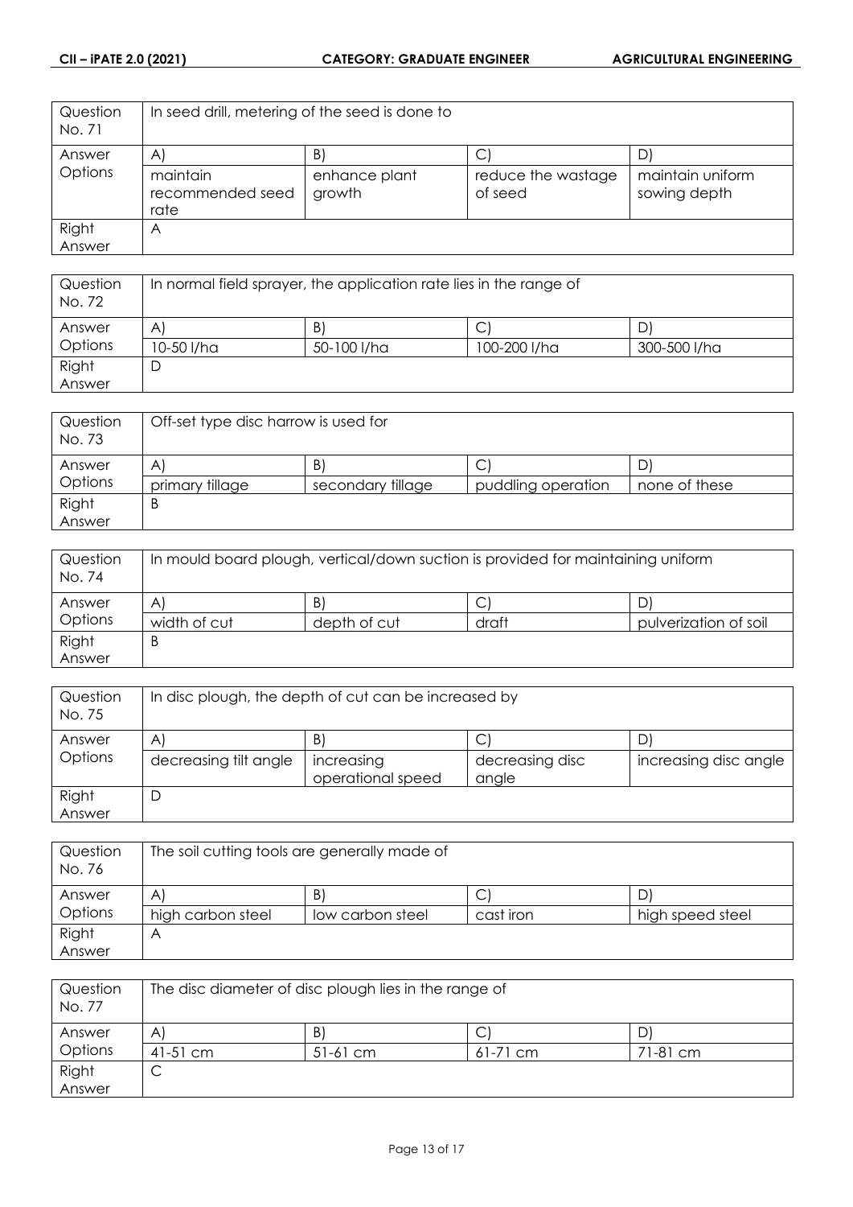| Question No. 71 | In seed drill, metering of the seed is done to | | | |
|---|---|---|---|---|
| Answer Options | A) | B) | C) | D) |
| | maintain recommended seed rate | enhance plant growth | reduce the wastage of seed | maintain uniform sowing depth |
| Right Answer | A | | | |

| Question No. 72 | In normal field sprayer, the application rate lies in the range of | | | |
|---|---|---|---|---|
| Answer Options | A) | B) | C) | D) |
| | 10-50 l/ha | 50-100 l/ha | 100-200 l/ha | 300-500 l/ha |
| Right Answer | D | | | |

| Question No. 73 | Off-set type disc harrow is used for | | | |
|---|---|---|---|---|
| Answer Options | A) | B) | C) | D) |
| | primary tillage | secondary tillage | puddling operation | none of these |
| Right Answer | B | | | |

| Question No. 74 | In mould board plough, vertical/down suction is provided for maintaining uniform | | | |
|---|---|---|---|---|
| Answer Options | A) | B) | C) | D) |
| | width of cut | depth of cut | draft | pulverization of soil |
| Right Answer | B | | | |

| Question No. 75 | In disc plough, the depth of cut can be increased by | | | |
|---|---|---|---|---|
| Answer Options | A) | B) | C) | D) |
| | decreasing tilt angle | increasing operational speed | decreasing disc angle | increasing disc angle |
| Right Answer | D | | | |

| Question No. 76 | The soil cutting tools are generally made of | | | |
|---|---|---|---|---|
| Answer Options | A) | B) | C) | D) |
| | high carbon steel | low carbon steel | cast iron | high speed steel |
| Right Answer | A | | | |

| Question No. 77 | The disc diameter of disc plough lies in the range of | | | |
|---|---|---|---|---|
| Answer Options | A) | B) | C) | D) |
| | 41-51 cm | 51-61 cm | 61-71 cm | 71-81 cm |
| Right Answer | C | | | |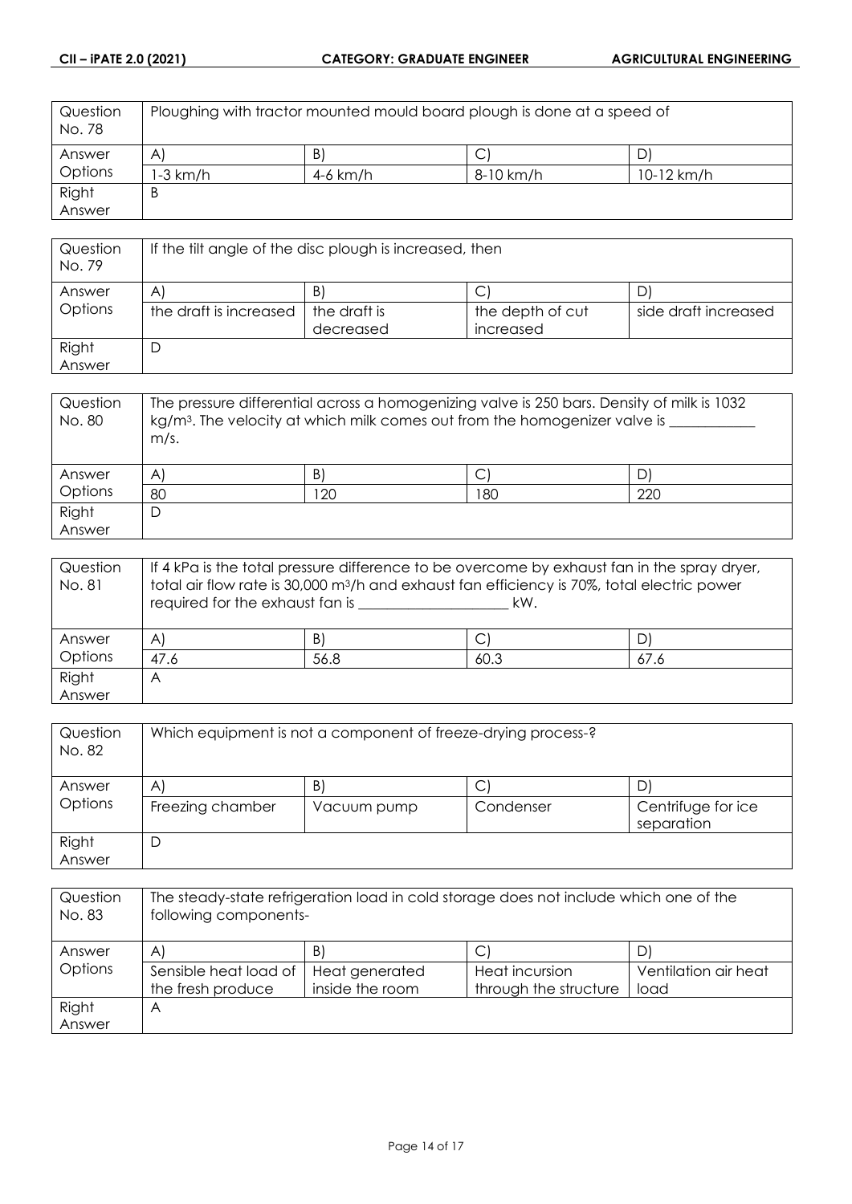| Question No. 78 | Ploughing with tractor mounted mould board plough is done at a speed of | | | |
|---|---|---|---|---|
| Answer Options | A) | B) | C) | D) |
| | 1-3 km/h | 4-6 km/h | 8-10 km/h | 10-12 km/h |
| Right Answer | B | | | |

| Question No. 79 | If the tilt angle of the disc plough is increased, then | | | |
|---|---|---|---|---|
| Answer Options | A) | B) | C) | D) |
| | the draft is increased | the draft is decreased | the depth of cut increased | side draft increased |
| Right Answer | D | | | |

| Question No. 80 | The pressure differential across a homogenizing valve is 250 bars. Density of milk is 1032 $kg/m^3$. The velocity at which milk comes out from the homogenizer valve is ___________ m/s. | | | |
|---|---|---|---|---|
| Answer Options | A) | B) | C) | D) |
| | 80 | 120 | 180 | 220 |
| Right Answer | D | | | |

| Question No. 81 | If 4 kPa is the total pressure difference to be overcome by exhaust fan in the spray dryer, total air flow rate is 30,000 $m^3/h$ and exhaust fan efficiency is 70%, total electric power required for the exhaust fan is ____________________ kW. | | | |
|---|---|---|---|---|
| Answer Options | A) | B) | C) | D) |
| | 47.6 | 56.8 | 60.3 | 67.6 |
| Right Answer | A | | | |

| Question No. 82 | Which equipment is not a component of freeze-drying process-? | | | |
|---|---|---|---|---|
| Answer Options | A) | B) | C) | D) |
| | Freezing chamber | Vacuum pump | Condenser | Centrifuge for ice separation |
| Right Answer | D | | | |

| Question No. 83 | The steady-state refrigeration load in cold storage does not include which one of the following components- | | | |
|---|---|---|---|---|
| Answer Options | A) | B) | C) | D) |
| | Sensible heat load of the fresh produce | Heat generated inside the room | Heat incursion through the structure | Ventilation air heat load |
| Right Answer | A | | | |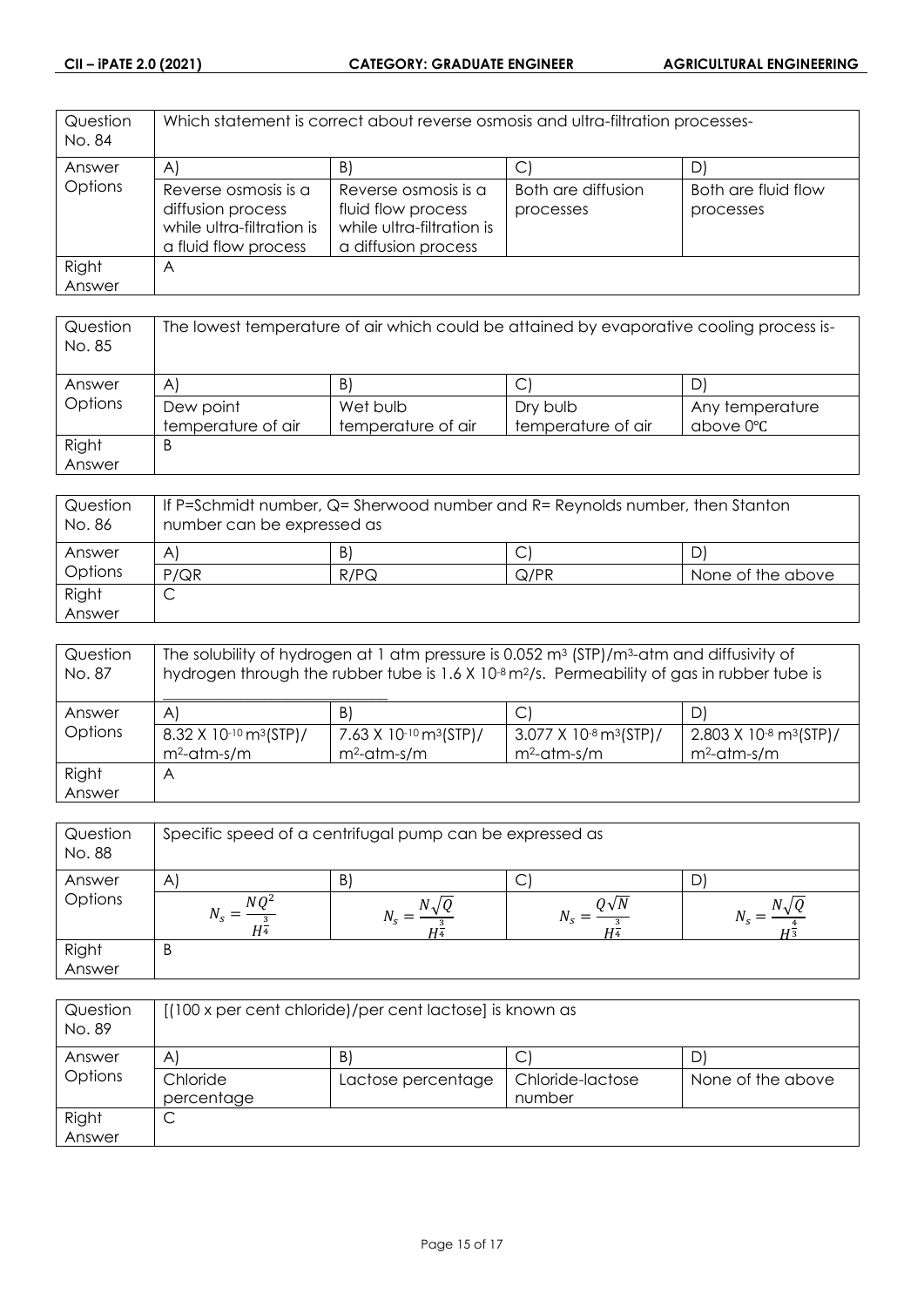| Question No. 84 | Which statement is correct about reverse osmosis and ultra-filtration processes- | | | |
|---|---|---|---|---|
| Answer Options | A) | B) | C) | D) |
| | Reverse osmosis is a diffusion process while ultra-filtration is a fluid flow process | Reverse osmosis is a fluid flow process while ultra-filtration is a diffusion process | Both are diffusion processes | Both are fluid flow processes |
| Right Answer | A | | | |

| Question No. 85 | The lowest temperature of air which could be attained by evaporative cooling process is- | | | |
|---|---|---|---|---|
| Answer Options | A) | B) | C) | D) |
| | Dew point temperature of air | Wet bulb temperature of air | Dry bulb temperature of air | Any temperature above 0℃ |
| Right Answer | B | | | |

| Question No. 86 | If P=Schmidt number, Q= Sherwood number and R= Reynolds number, then Stanton number can be expressed as | | | |
|---|---|---|---|---|
| Answer Options | A) | B) | C) | D) |
| | P/QR | R/PQ | Q/PR | None of the above |
| Right Answer | C | | | |

| Question No. 87 | The solubility of hydrogen at 1 atm pressure is 0.052 $m^3$ (STP)/$m^3$-atm and diffusivity of hydrogen through the rubber tube is 1.6 X $10^{-8}$ $m^2$/s. Permeability of gas in rubber tube is ___________________________ | | | |
|---|---|---|---|---|
| Answer Options | A) | B) | C) | D) |
| | 8.32 X $10^{-10}$ $m^3$(STP)/ $m^2$-atm-s/m | 7.63 X $10^{-10}$ $m^3$(STP)/ $m^2$-atm-s/m | 3.077 X $10^{-8}$ $m^3$(STP)/ $m^2$-atm-s/m | 2.803 X $10^{-8}$ $m^3$(STP)/ $m^2$-atm-s/m |
| Right Answer | A | | | |

| Question No. 88 | Specific speed of a centrifugal pump can be expressed as | | | |
|---|---|---|---|---|
| Answer Options | A) | B) | C) | D) |
| | $N_s = \frac{NQ^2}{H^{\frac{3}{4}}}$ | $N_s = \frac{N\sqrt{Q}}{H^{\frac{3}{4}}}$ | $N_s = \frac{Q\sqrt{N}}{H^{\frac{3}{4}}}$ | $N_s = \frac{N\sqrt{Q}}{H^{\frac{4}{3}}}$ |
| Right Answer | B | | | |

| Question No. 89 | [(100 x per cent chloride)/per cent lactose] is known as | | | |
|---|---|---|---|---|
| Answer Options | A) | B) | C) | D) |
| | Chloride percentage | Lactose percentage | Chloride-lactose number | None of the above |
| Right Answer | C | | | |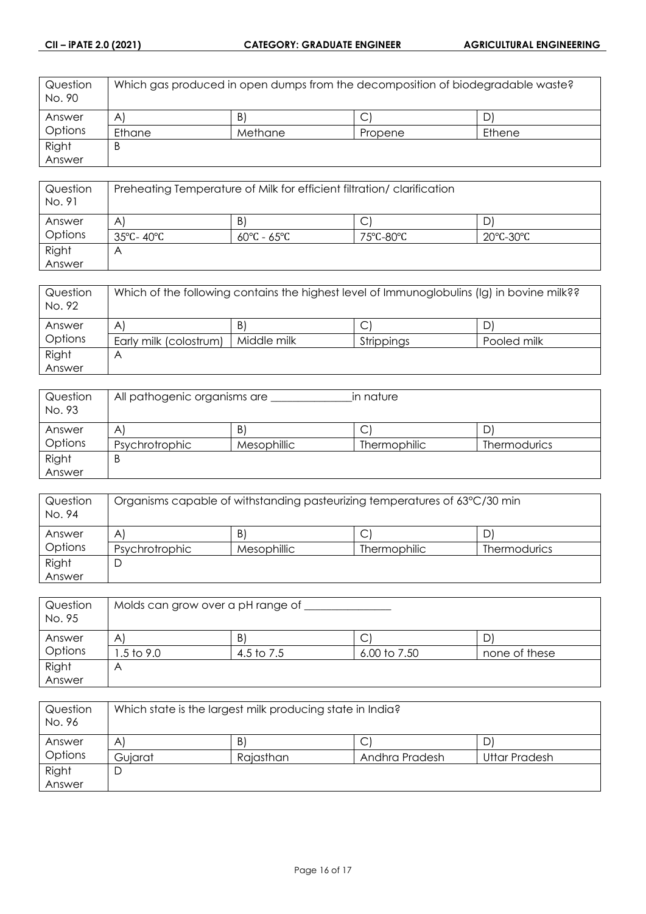| Question No. 90 | Which gas produced in open dumps from the decomposition of biodegradable waste? | | | |
|---|---|---|---|---|
| Answer Options | A) | B) | C) | D) |
| | Ethane | Methane | Propene | Ethene |
| Right Answer | B | | | |

| Question No. 91 | Preheating Temperature of Milk for efficient filtration/ clarification | | | |
|---|---|---|---|---|
| Answer Options | A) | B) | C) | D) |
| | 35℃- 40℃ | 60℃ - 65℃ | 75℃-80℃ | 20℃-30℃ |
| Right Answer | A | | | |

| Question No. 92 | Which of the following contains the highest level of Immunoglobulins (Ig) in bovine milk?? | | | |
|---|---|---|---|---|
| Answer Options | A) | B) | C) | D) |
| | Early milk (colostrum) | Middle milk | Strippings | Pooled milk |
| Right Answer | A | | | |

| Question No. 93 | All pathogenic organisms are ______________in nature | | | |
|---|---|---|---|---|
| Answer Options | A) | B) | C) | D) |
| | Psychrotrophic | Mesophillic | Thermophilic | Thermodurics |
| Right Answer | B | | | |

| Question No. 94 | Organisms capable of withstanding pasteurizing temperatures of 63°C/30 min | | | |
|---|---|---|---|---|
| Answer Options | A) | B) | C) | D) |
| | Psychrotrophic | Mesophillic | Thermophilic | Thermodurics |
| Right Answer | D | | | |

| Question No. 95 | Molds can grow over a pH range of _______________ | | | |
|---|---|---|---|---|
| Answer Options | A) | B) | C) | D) |
| | 1.5 to 9.0 | 4.5 to 7.5 | 6.00 to 7.50 | none of these |
| Right Answer | A | | | |

| Question No. 96 | Which state is the largest milk producing state in India? | | | |
|---|---|---|---|---|
| Answer Options | A) | B) | C) | D) |
| | Gujarat | Rajasthan | Andhra Pradesh | Uttar Pradesh |
| Right Answer | D | | | |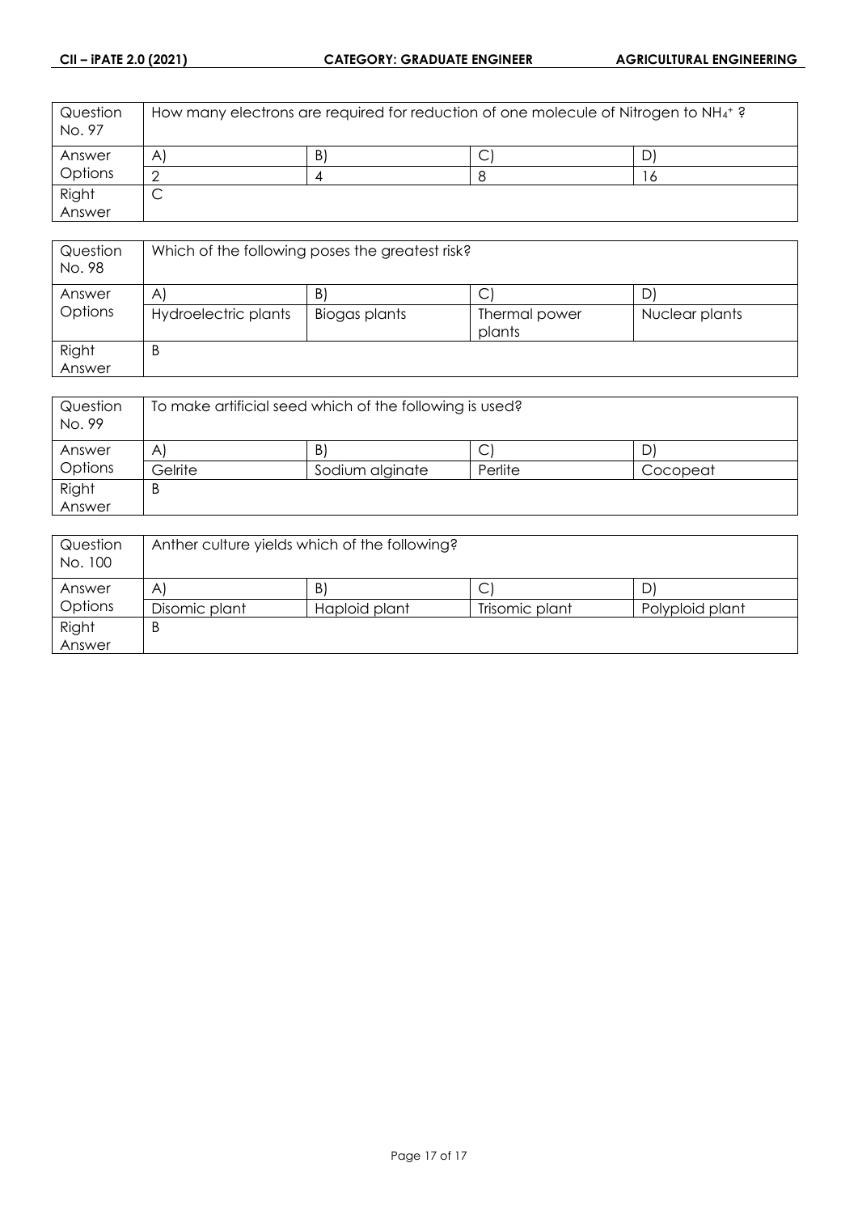| Question No. 97 | How many electrons are required for reduction of one molecule of Nitrogen to $NH_4^+$ ? | | | |
|---|---|---|---|---|
| Answer Options | A) | B) | C) | D) |
| | 2 | 4 | 8 | 16 |
| Right Answer | C | | | |

| Question No. 98 | Which of the following poses the greatest risk? | | | |
|---|---|---|---|---|
| Answer Options | A) | B) | C) | D) |
| | Hydroelectric plants | Biogas plants | Thermal power plants | Nuclear plants |
| Right Answer | B | | | |

| Question No. 99 | To make artificial seed which of the following is used? | | | |
|---|---|---|---|---|
| Answer Options | A) | B) | C) | D) |
| | Gelrite | Sodium alginate | Perlite | Cocopeat |
| Right Answer | B | | | |

| Question No. 100 | Anther culture yields which of the following? | | | |
|---|---|---|---|---|
| Answer Options | A) | B) | C) | D) |
| | Disomic plant | Haploid plant | Trisomic plant | Polyploid plant |
| Right Answer | B | | | |